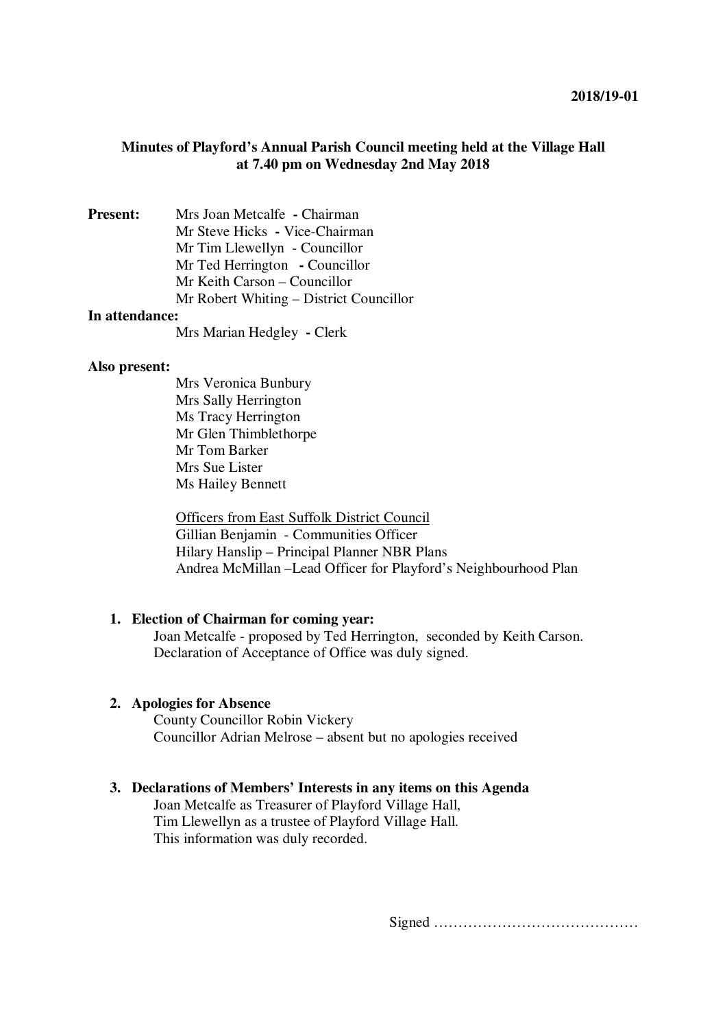**2018/19-01**

**Minutes of Playford's Annual Parish Council meeting held at the Village Hall at 7.40 pm on Wednesday 2nd May 2018**

**Present:**
Mrs Joan Metcalfe **-** Chairman
Mr Steve Hicks **-** Vice-Chairman
Mr Tim Llewellyn - Councillor
Mr Ted Herrington **-** Councillor
Mr Keith Carson – Councillor
Mr Robert Whiting – District Councillor

**In attendance:**
Mrs Marian Hedgley **-** Clerk

**Also present:**
Mrs Veronica Bunbury
Mrs Sally Herrington
Ms Tracy Herrington
Mr Glen Thimblethorpe
Mr Tom Barker
Mrs Sue Lister
Ms Hailey Bennett

Officers from East Suffolk District Council
Gillian Benjamin - Communities Officer
Hilary Hanslip – Principal Planner NBR Plans
Andrea McMillan –Lead Officer for Playford's Neighbourhood Plan

1. **Election of Chairman for coming year:**
   Joan Metcalfe - proposed by Ted Herrington, seconded by Keith Carson.
   Declaration of Acceptance of Office was duly signed.

2. **Apologies for Absence**
   County Councillor Robin Vickery
   Councillor Adrian Melrose – absent but no apologies received

3. **Declarations of Members' Interests in any items on this Agenda**
   Joan Metcalfe as Treasurer of Playford Village Hall,
   Tim Llewellyn as a trustee of Playford Village Hall.
   This information was duly recorded.

Signed ……………………………………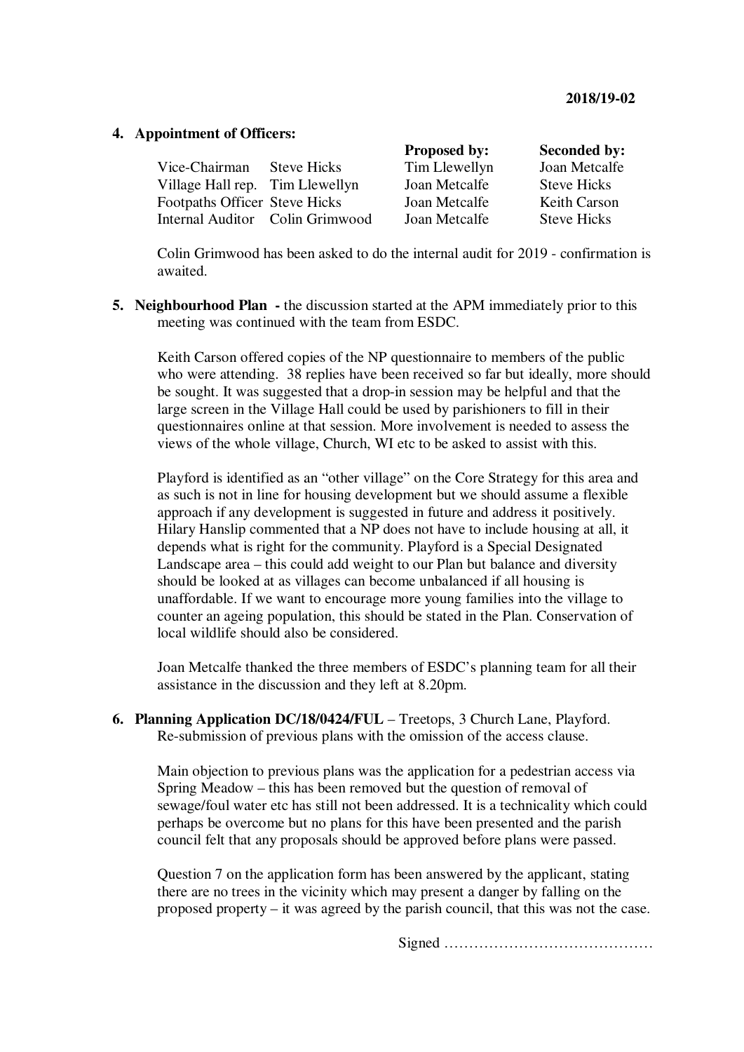2018/19-02

**4. Appointment of Officers:**

| | | Proposed by: | Seconded by: |
|---|---|---|---|
| Vice-Chairman | Steve Hicks | Tim Llewellyn | Joan Metcalfe |
| Village Hall rep. | Tim Llewellyn | Joan Metcalfe | Steve Hicks |
| Footpaths Officer | Steve Hicks | Joan Metcalfe | Keith Carson |
| Internal Auditor | Colin Grimwood | Joan Metcalfe | Steve Hicks |

Colin Grimwood has been asked to do the internal audit for 2019 - confirmation is awaited.

**5. Neighbourhood Plan -** the discussion started at the APM immediately prior to this meeting was continued with the team from ESDC.

Keith Carson offered copies of the NP questionnaire to members of the public who were attending. 38 replies have been received so far but ideally, more should be sought. It was suggested that a drop-in session may be helpful and that the large screen in the Village Hall could be used by parishioners to fill in their questionnaires online at that session. More involvement is needed to assess the views of the whole village, Church, WI etc to be asked to assist with this.

Playford is identified as an "other village" on the Core Strategy for this area and as such is not in line for housing development but we should assume a flexible approach if any development is suggested in future and address it positively. Hilary Hanslip commented that a NP does not have to include housing at all, it depends what is right for the community. Playford is a Special Designated Landscape area – this could add weight to our Plan but balance and diversity should be looked at as villages can become unbalanced if all housing is unaffordable. If we want to encourage more young families into the village to counter an ageing population, this should be stated in the Plan. Conservation of local wildlife should also be considered.

Joan Metcalfe thanked the three members of ESDC's planning team for all their assistance in the discussion and they left at 8.20pm.

**6. Planning Application DC/18/0424/FUL** – Treetops, 3 Church Lane, Playford. Re-submission of previous plans with the omission of the access clause.

Main objection to previous plans was the application for a pedestrian access via Spring Meadow – this has been removed but the question of removal of sewage/foul water etc has still not been addressed. It is a technicality which could perhaps be overcome but no plans for this have been presented and the parish council felt that any proposals should be approved before plans were passed.

Question 7 on the application form has been answered by the applicant, stating there are no trees in the vicinity which may present a danger by falling on the proposed property – it was agreed by the parish council, that this was not the case.

Signed ……………………………………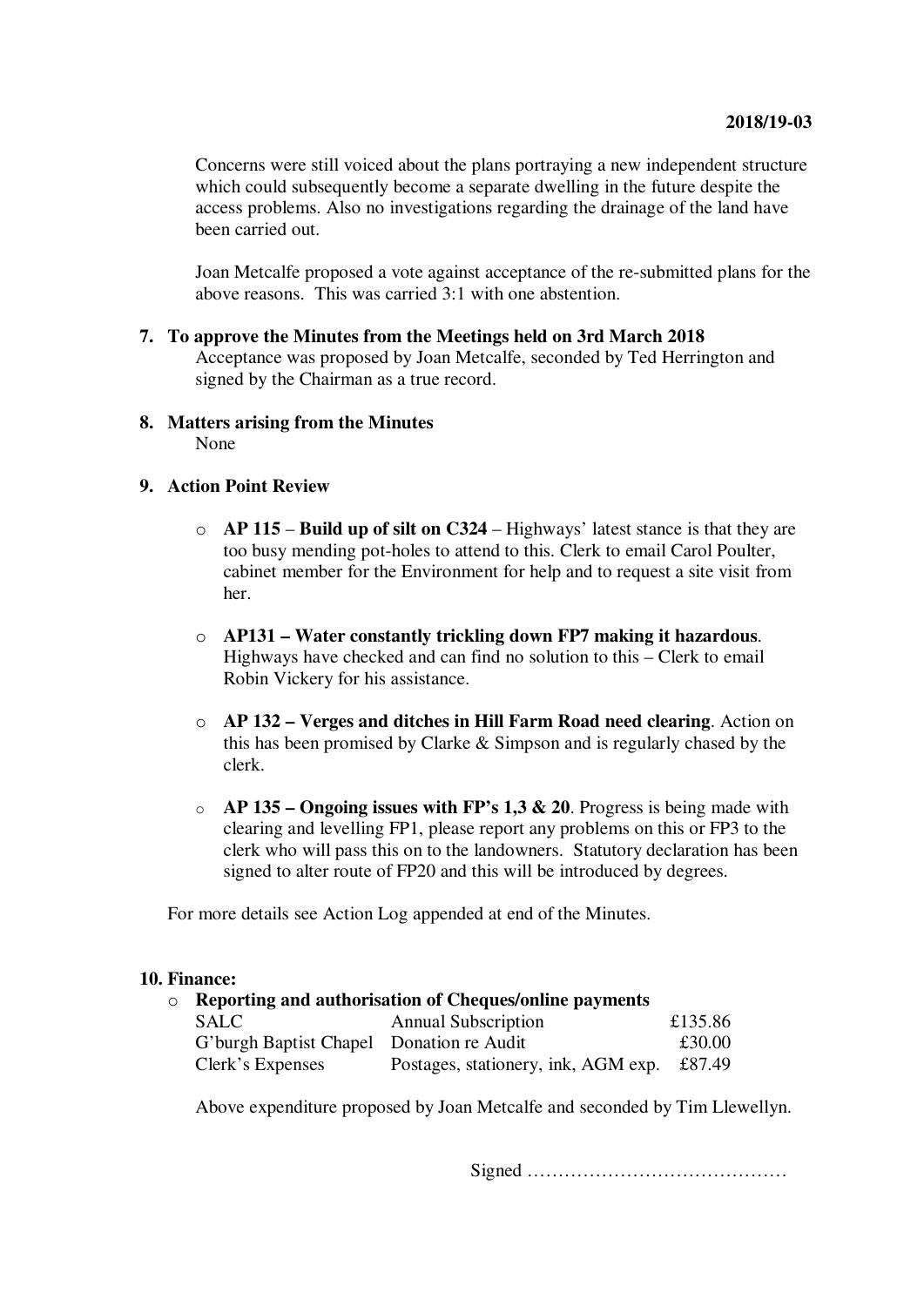Concerns were still voiced about the plans portraying a new independent structure which could subsequently become a separate dwelling in the future despite the access problems. Also no investigations regarding the drainage of the land have been carried out.

Joan Metcalfe proposed a vote against acceptance of the re-submitted plans for the above reasons. This was carried 3:1 with one abstention.

7. **To approve the Minutes from the Meetings held on 3rd March 2018**
   Acceptance was proposed by Joan Metcalfe, seconded by Ted Herrington and signed by the Chairman as a true record.

8. **Matters arising from the Minutes**
   None

9. **Action Point Review**

   - **AP 115** – **Build up of silt on C324** – Highways' latest stance is that they are too busy mending pot-holes to attend to this. Clerk to email Carol Poulter, cabinet member for the Environment for help and to request a site visit from her.

   - **AP131 – Water constantly trickling down FP7 making it hazardous**. Highways have checked and can find no solution to this – Clerk to email Robin Vickery for his assistance.

   - **AP 132 – Verges and ditches in Hill Farm Road need clearing**. Action on this has been promised by Clarke & Simpson and is regularly chased by the clerk.

   - **AP 135 – Ongoing issues with FP's 1,3 & 20**. Progress is being made with clearing and levelling FP1, please report any problems on this or FP3 to the clerk who will pass this on to the landowners. Statutory declaration has been signed to alter route of FP20 and this will be introduced by degrees.

   For more details see Action Log appended at end of the Minutes.

10. **Finance:**

   - **Reporting and authorisation of Cheques/online payments**

| | | |
|---|---|---|
| SALC | Annual Subscription | £135.86 |
| G'burgh Baptist Chapel | Donation re Audit | £30.00 |
| Clerk's Expenses | Postages, stationery, ink, AGM exp. | £87.49 |

Above expenditure proposed by Joan Metcalfe and seconded by Tim Llewellyn.

Signed ……………………………………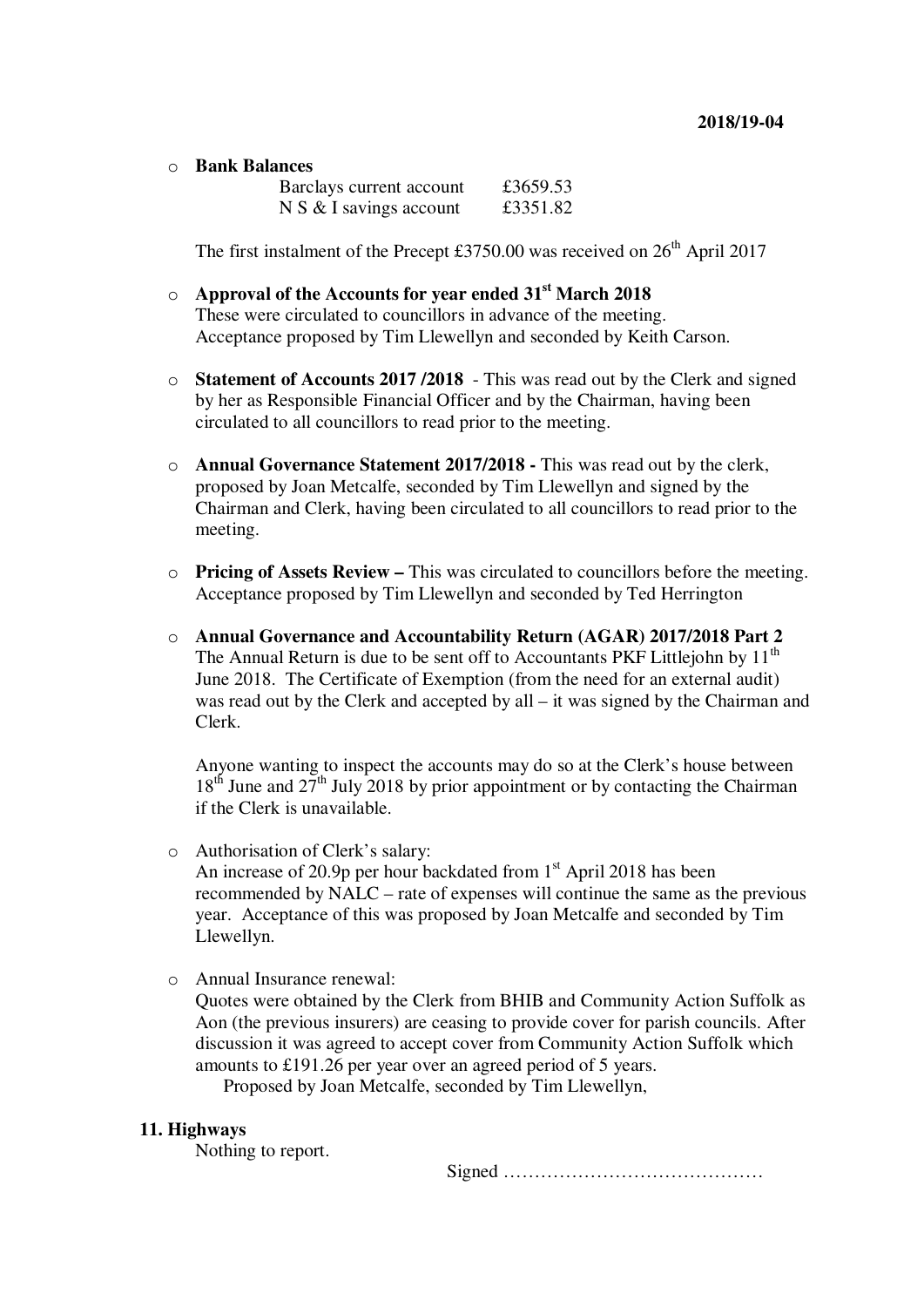**2018/19-04**

- **Bank Balances**

| | |
|---|---|
| Barclays current account | £3659.53 |
| N S & I savings account | £3351.82 |

  The first instalment of the Precept £3750.00 was received on 26th April 2017

- **Approval of the Accounts for year ended 31st March 2018**
  These were circulated to councillors in advance of the meeting.
  Acceptance proposed by Tim Llewellyn and seconded by Keith Carson.

- **Statement of Accounts 2017 /2018** - This was read out by the Clerk and signed by her as Responsible Financial Officer and by the Chairman, having been circulated to all councillors to read prior to the meeting.

- **Annual Governance Statement 2017/2018 -** This was read out by the clerk, proposed by Joan Metcalfe, seconded by Tim Llewellyn and signed by the Chairman and Clerk, having been circulated to all councillors to read prior to the meeting.

- **Pricing of Assets Review –** This was circulated to councillors before the meeting. Acceptance proposed by Tim Llewellyn and seconded by Ted Herrington

- **Annual Governance and Accountability Return (AGAR) 2017/2018 Part 2**
  The Annual Return is due to be sent off to Accountants PKF Littlejohn by 11th June 2018. The Certificate of Exemption (from the need for an external audit) was read out by the Clerk and accepted by all – it was signed by the Chairman and Clerk.

  Anyone wanting to inspect the accounts may do so at the Clerk's house between 18th June and 27th July 2018 by prior appointment or by contacting the Chairman if the Clerk is unavailable.

- Authorisation of Clerk's salary:
  An increase of 20.9p per hour backdated from 1st April 2018 has been recommended by NALC – rate of expenses will continue the same as the previous year. Acceptance of this was proposed by Joan Metcalfe and seconded by Tim Llewellyn.

- Annual Insurance renewal:
  Quotes were obtained by the Clerk from BHIB and Community Action Suffolk as Aon (the previous insurers) are ceasing to provide cover for parish councils. After discussion it was agreed to accept cover from Community Action Suffolk which amounts to £191.26 per year over an agreed period of 5 years.
  Proposed by Joan Metcalfe, seconded by Tim Llewellyn,

**11. Highways**

Nothing to report.

Signed ……………………………………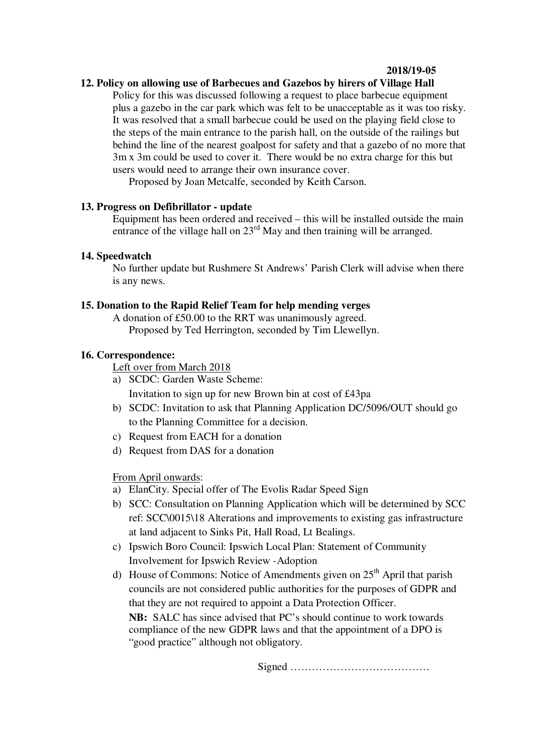2018/19-05

**12. Policy on allowing use of Barbecues and Gazebos by hirers of Village Hall**

Policy for this was discussed following a request to place barbecue equipment plus a gazebo in the car park which was felt to be unacceptable as it was too risky. It was resolved that a small barbecue could be used on the playing field close to the steps of the main entrance to the parish hall, on the outside of the railings but behind the line of the nearest goalpost for safety and that a gazebo of no more that 3m x 3m could be used to cover it. There would be no extra charge for this but users would need to arrange their own insurance cover.

Proposed by Joan Metcalfe, seconded by Keith Carson.

**13. Progress on Defibrillator - update**

Equipment has been ordered and received – this will be installed outside the main entrance of the village hall on 23rd May and then training will be arranged.

**14. Speedwatch**

No further update but Rushmere St Andrews' Parish Clerk will advise when there is any news.

**15. Donation to the Rapid Relief Team for help mending verges**

A donation of £50.00 to the RRT was unanimously agreed.

Proposed by Ted Herrington, seconded by Tim Llewellyn.

**16. Correspondence:**

Left over from March 2018

a) SCDC: Garden Waste Scheme:
   Invitation to sign up for new Brown bin at cost of £43pa
b) SCDC: Invitation to ask that Planning Application DC/5096/OUT should go to the Planning Committee for a decision.
c) Request from EACH for a donation
d) Request from DAS for a donation

From April onwards:

a) ElanCity. Special offer of The Evolis Radar Speed Sign
b) SCC: Consultation on Planning Application which will be determined by SCC ref: SCC\0015\18 Alterations and improvements to existing gas infrastructure at land adjacent to Sinks Pit, Hall Road, Lt Bealings.
c) Ipswich Boro Council: Ipswich Local Plan: Statement of Community Involvement for Ipswich Review -Adoption
d) House of Commons: Notice of Amendments given on 25th April that parish councils are not considered public authorities for the purposes of GDPR and that they are not required to appoint a Data Protection Officer.
   **NB:** SALC has since advised that PC's should continue to work towards compliance of the new GDPR laws and that the appointment of a DPO is "good practice" although not obligatory.

Signed …………………………………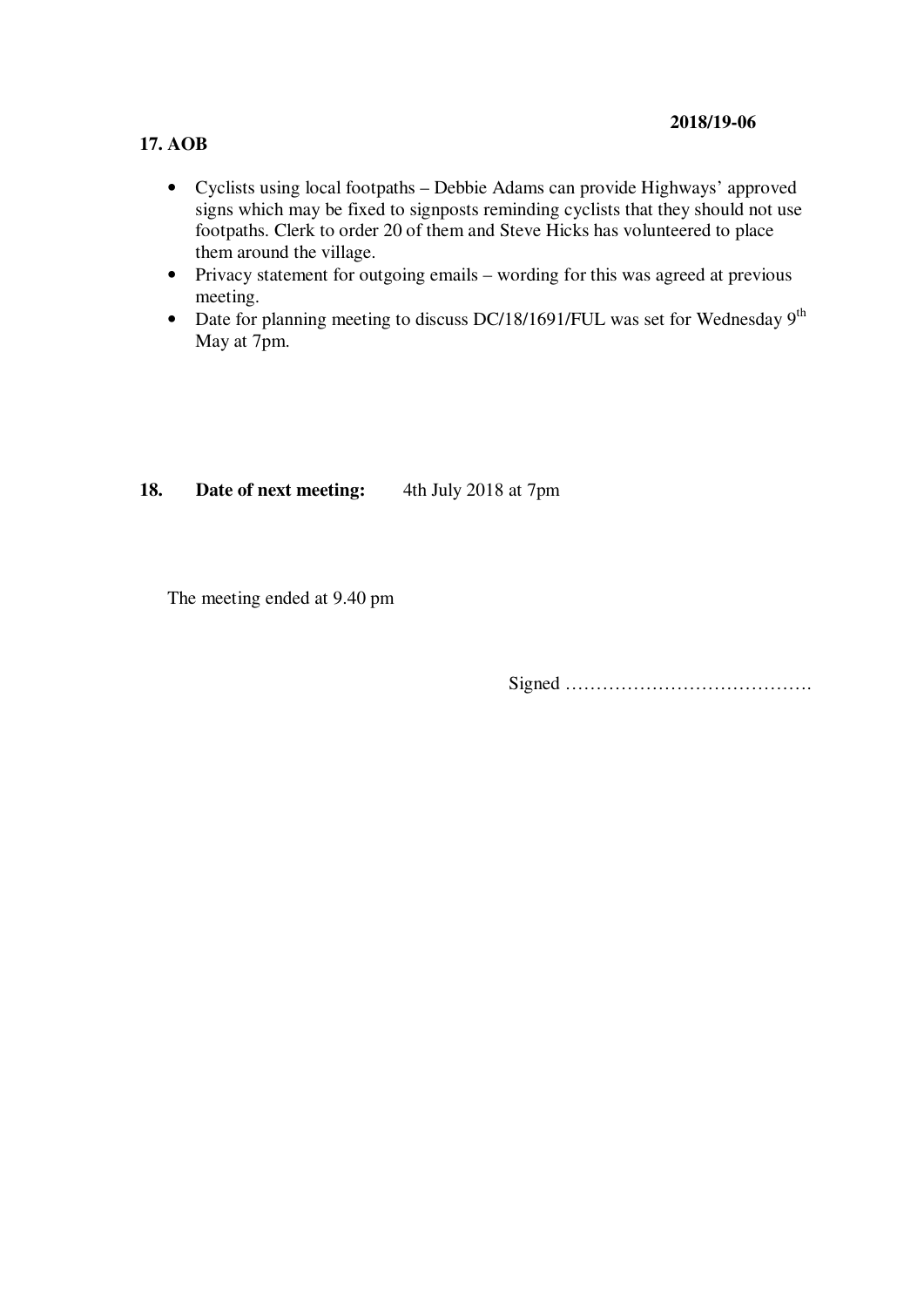2018/19-06

**17. AOB**

- Cyclists using local footpaths – Debbie Adams can provide Highways' approved signs which may be fixed to signposts reminding cyclists that they should not use footpaths. Clerk to order 20 of them and Steve Hicks has volunteered to place them around the village.
- Privacy statement for outgoing emails – wording for this was agreed at previous meeting.
- Date for planning meeting to discuss DC/18/1691/FUL was set for Wednesday 9th May at 7pm.

**18. Date of next meeting:** 4th July 2018 at 7pm

The meeting ended at 9.40 pm

Signed ………………………………….